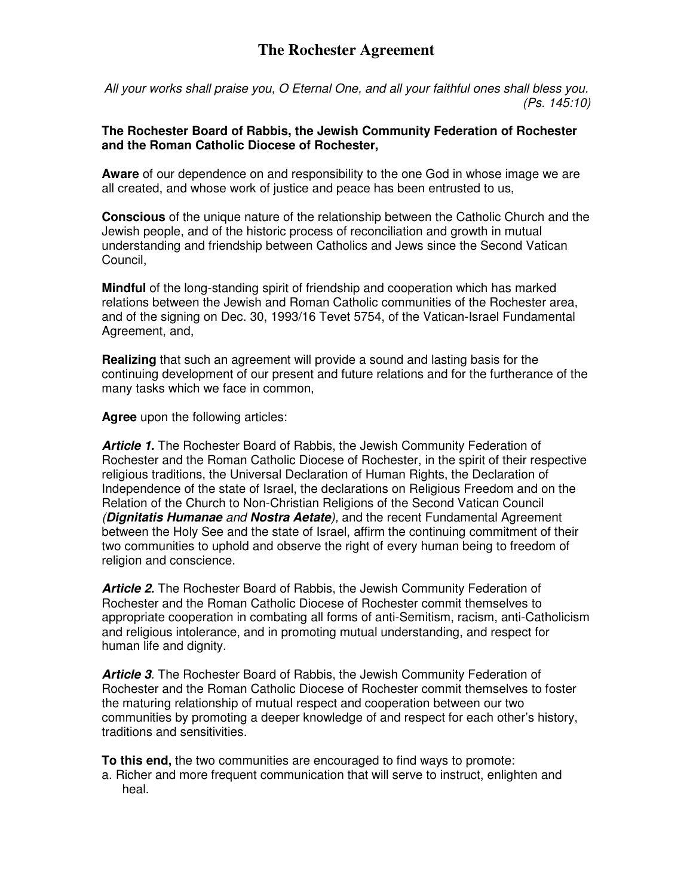# The Rochester Agreement

*All your works shall praise you, O Eternal One, and all your faithful ones shall bless you. (Ps. 145:10)*

**The Rochester Board of Rabbis, the Jewish Community Federation of Rochester and the Roman Catholic Diocese of Rochester,**

**Aware** of our dependence on and responsibility to the one God in whose image we are all created, and whose work of justice and peace has been entrusted to us,

**Conscious** of the unique nature of the relationship between the Catholic Church and the Jewish people, and of the historic process of reconciliation and growth in mutual understanding and friendship between Catholics and Jews since the Second Vatican Council,

**Mindful** of the long-standing spirit of friendship and cooperation which has marked relations between the Jewish and Roman Catholic communities of the Rochester area, and of the signing on Dec. 30, 1993/16 Tevet 5754, of the Vatican-Israel Fundamental Agreement, and,

**Realizing** that such an agreement will provide a sound and lasting basis for the continuing development of our present and future relations and for the furtherance of the many tasks which we face in common,

**Agree** upon the following articles:

***Article 1.*** The Rochester Board of Rabbis, the Jewish Community Federation of Rochester and the Roman Catholic Diocese of Rochester, in the spirit of their respective religious traditions, the Universal Declaration of Human Rights, the Declaration of Independence of the state of Israel, the declarations on Religious Freedom and on the Relation of the Church to Non-Christian Religions of the Second Vatican Council (***Dignitatis Humanae*** *and* ***Nostra Aetate***), and the recent Fundamental Agreement between the Holy See and the state of Israel, affirm the continuing commitment of their two communities to uphold and observe the right of every human being to freedom of religion and conscience.

***Article 2.*** The Rochester Board of Rabbis, the Jewish Community Federation of Rochester and the Roman Catholic Diocese of Rochester commit themselves to appropriate cooperation in combating all forms of anti-Semitism, racism, anti-Catholicism and religious intolerance, and in promoting mutual understanding, and respect for human life and dignity.

***Article 3***. The Rochester Board of Rabbis, the Jewish Community Federation of Rochester and the Roman Catholic Diocese of Rochester commit themselves to foster the maturing relationship of mutual respect and cooperation between our two communities by promoting a deeper knowledge of and respect for each other's history, traditions and sensitivities.

**To this end,** the two communities are encouraged to find ways to promote:

a. Richer and more frequent communication that will serve to instruct, enlighten and heal.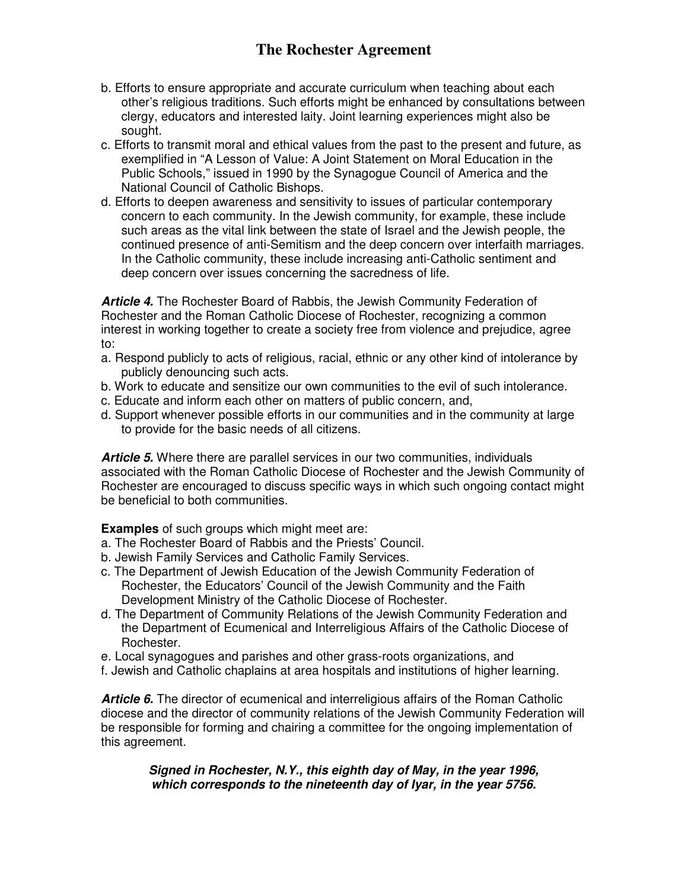b. Efforts to ensure appropriate and accurate curriculum when teaching about each other's religious traditions. Such efforts might be enhanced by consultations between clergy, educators and interested laity. Joint learning experiences might also be sought.
c. Efforts to transmit moral and ethical values from the past to the present and future, as exemplified in "A Lesson of Value: A Joint Statement on Moral Education in the Public Schools," issued in 1990 by the Synagogue Council of America and the National Council of Catholic Bishops.
d. Efforts to deepen awareness and sensitivity to issues of particular contemporary concern to each community. In the Jewish community, for example, these include such areas as the vital link between the state of Israel and the Jewish people, the continued presence of anti-Semitism and the deep concern over interfaith marriages. In the Catholic community, these include increasing anti-Catholic sentiment and deep concern over issues concerning the sacredness of life.

***Article 4.*** The Rochester Board of Rabbis, the Jewish Community Federation of Rochester and the Roman Catholic Diocese of Rochester, recognizing a common interest in working together to create a society free from violence and prejudice, agree to:
a. Respond publicly to acts of religious, racial, ethnic or any other kind of intolerance by publicly denouncing such acts.
b. Work to educate and sensitize our own communities to the evil of such intolerance.
c. Educate and inform each other on matters of public concern, and,
d. Support whenever possible efforts in our communities and in the community at large to provide for the basic needs of all citizens.

***Article 5.*** Where there are parallel services in our two communities, individuals associated with the Roman Catholic Diocese of Rochester and the Jewish Community of Rochester are encouraged to discuss specific ways in which such ongoing contact might be beneficial to both communities.

**Examples** of such groups which might meet are:
a. The Rochester Board of Rabbis and the Priests' Council.
b. Jewish Family Services and Catholic Family Services.
c. The Department of Jewish Education of the Jewish Community Federation of Rochester, the Educators' Council of the Jewish Community and the Faith Development Ministry of the Catholic Diocese of Rochester.
d. The Department of Community Relations of the Jewish Community Federation and the Department of Ecumenical and Interreligious Affairs of the Catholic Diocese of Rochester.
e. Local synagogues and parishes and other grass-roots organizations, and
f. Jewish and Catholic chaplains at area hospitals and institutions of higher learning.

***Article 6.*** The director of ecumenical and interreligious affairs of the Roman Catholic diocese and the director of community relations of the Jewish Community Federation will be responsible for forming and chairing a committee for the ongoing implementation of this agreement.

***Signed in Rochester, N.Y., this eighth day of May, in the year 1996, which corresponds to the nineteenth day of Iyar, in the year 5756.***